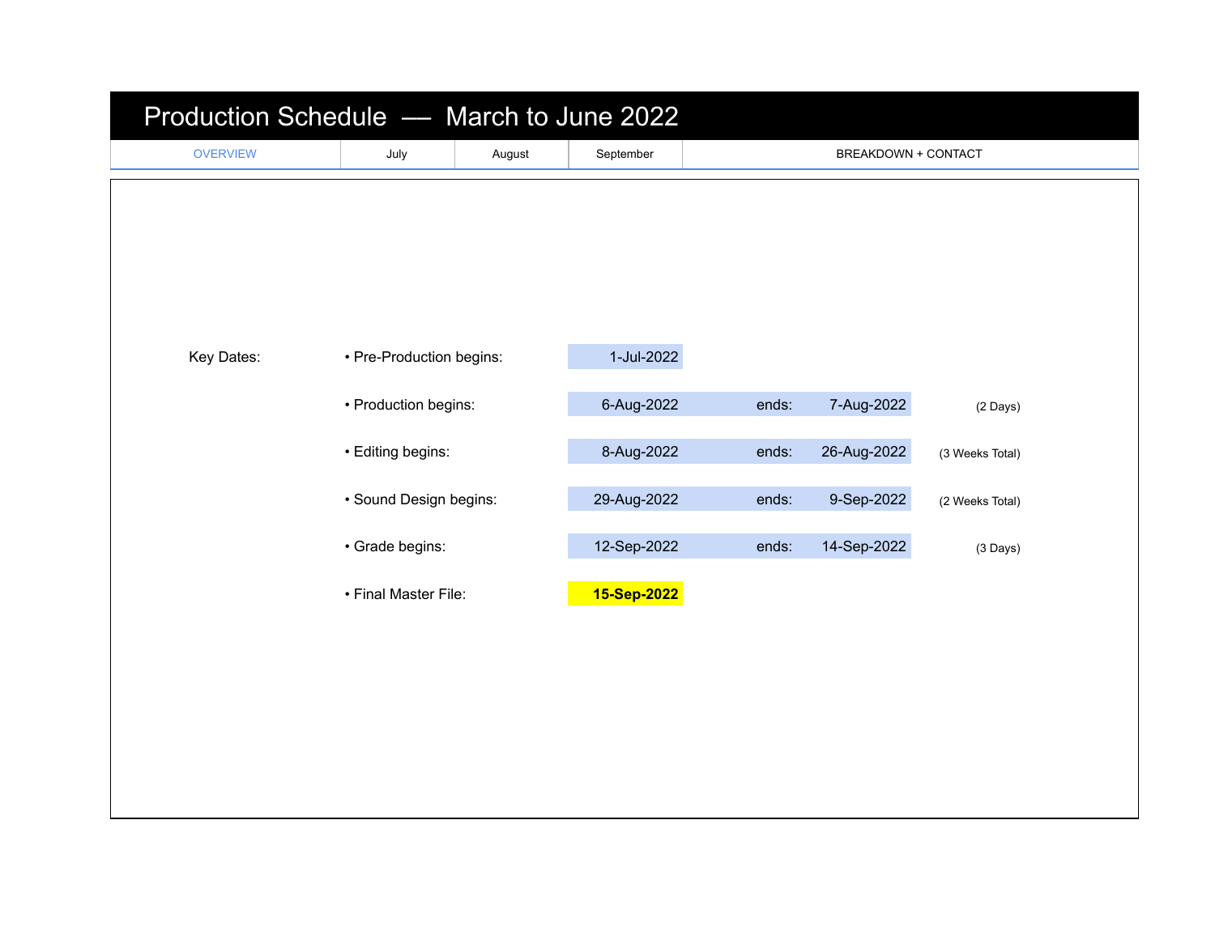# Production Schedule — March to June 2022

| OVERVIEW | July | August | September | BREAKDOWN + CONTACT |
|---|---|---|---|---|

| Key Dates: | | | | | |
|---|---|---|---|---|---|
| | • Pre-Production begins: | 1-Jul-2022 | | | |
| | • Production begins: | 6-Aug-2022 | ends: | 7-Aug-2022 | (2 Days) |
| | • Editing begins: | 8-Aug-2022 | ends: | 26-Aug-2022 | (3 Weeks Total) |
| | • Sound Design begins: | 29-Aug-2022 | ends: | 9-Sep-2022 | (2 Weeks Total) |
| | • Grade begins: | 12-Sep-2022 | ends: | 14-Sep-2022 | (3 Days) |
| | • Final Master File: | **15-Sep-2022** | | | |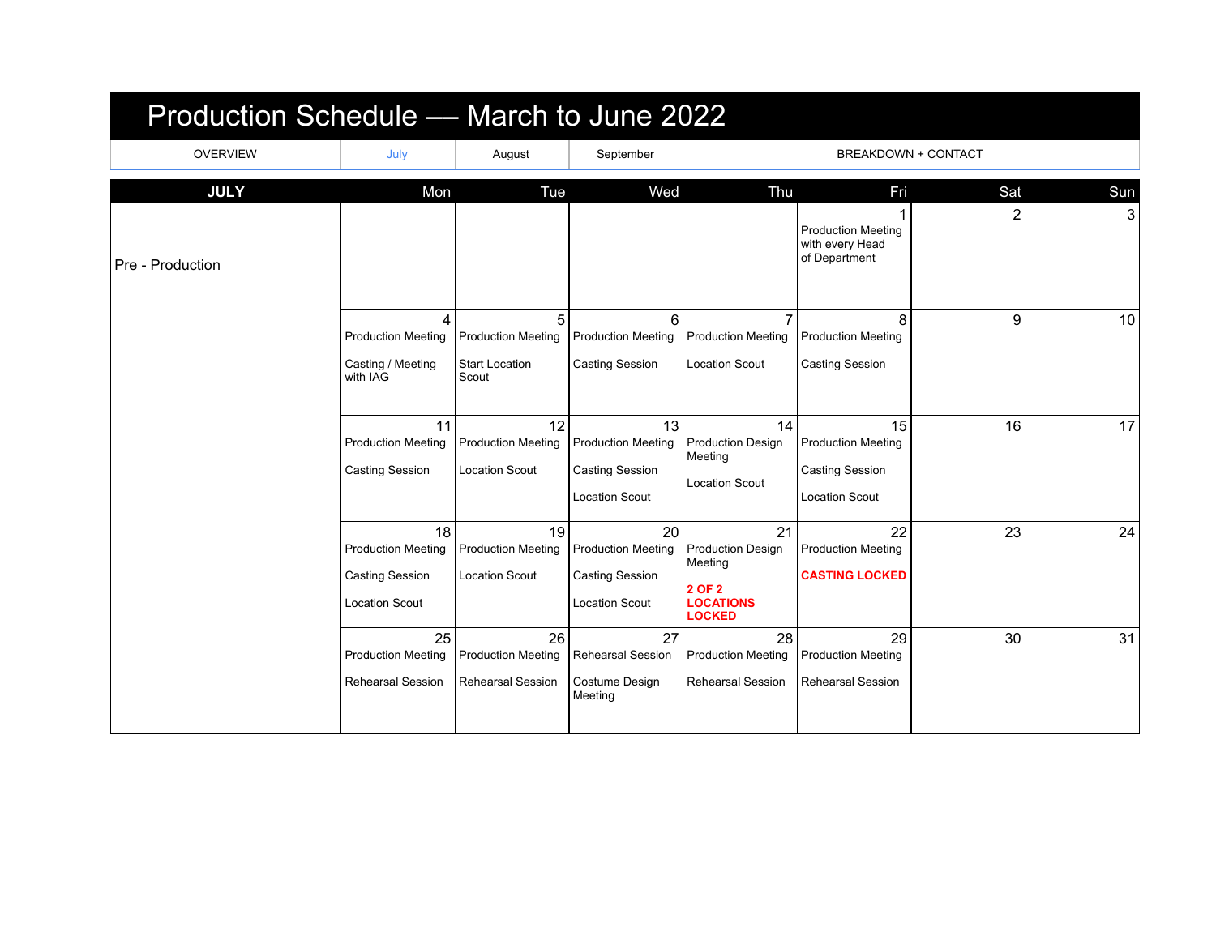# Production Schedule — March to June 2022

| OVERVIEW | July | August | September | BREAKDOWN + CONTACT |
|---|---|---|---|---|

| JULY | Mon | Tue | Wed | Thu | Fri | Sat | Sun |
|---|---|---|---|---|---|---|---|
| Pre - Production | | | | | 1<br>Production Meeting with every Head of Department | 2 | 3 |
| | 4<br>Production Meeting<br>Casting / Meeting with IAG | 5<br>Production Meeting<br>Start Location Scout | 6<br>Production Meeting<br>Casting Session | 7<br>Production Meeting<br>Location Scout | 8<br>Production Meeting<br>Casting Session | 9 | 10 |
| | 11<br>Production Meeting<br>Casting Session | 12<br>Production Meeting<br>Location Scout | 13<br>Production Meeting<br>Casting Session<br>Location Scout | 14<br>Production Design Meeting<br>Location Scout | 15<br>Production Meeting<br>Casting Session<br>Location Scout | 16 | 17 |
| | 18<br>Production Meeting<br>Casting Session<br>Location Scout | 19<br>Production Meeting<br>Location Scout | 20<br>Production Meeting<br>Casting Session<br>Location Scout | 21<br>Production Design Meeting<br>**2 OF 2 LOCATIONS LOCKED** | 22<br>Production Meeting<br>**CASTING LOCKED** | 23 | 24 |
| | 25<br>Production Meeting<br>Rehearsal Session | 26<br>Production Meeting<br>Rehearsal Session | 27<br>Rehearsal Session<br>Costume Design Meeting | 28<br>Production Meeting<br>Rehearsal Session | 29<br>Production Meeting<br>Rehearsal Session | 30 | 31 |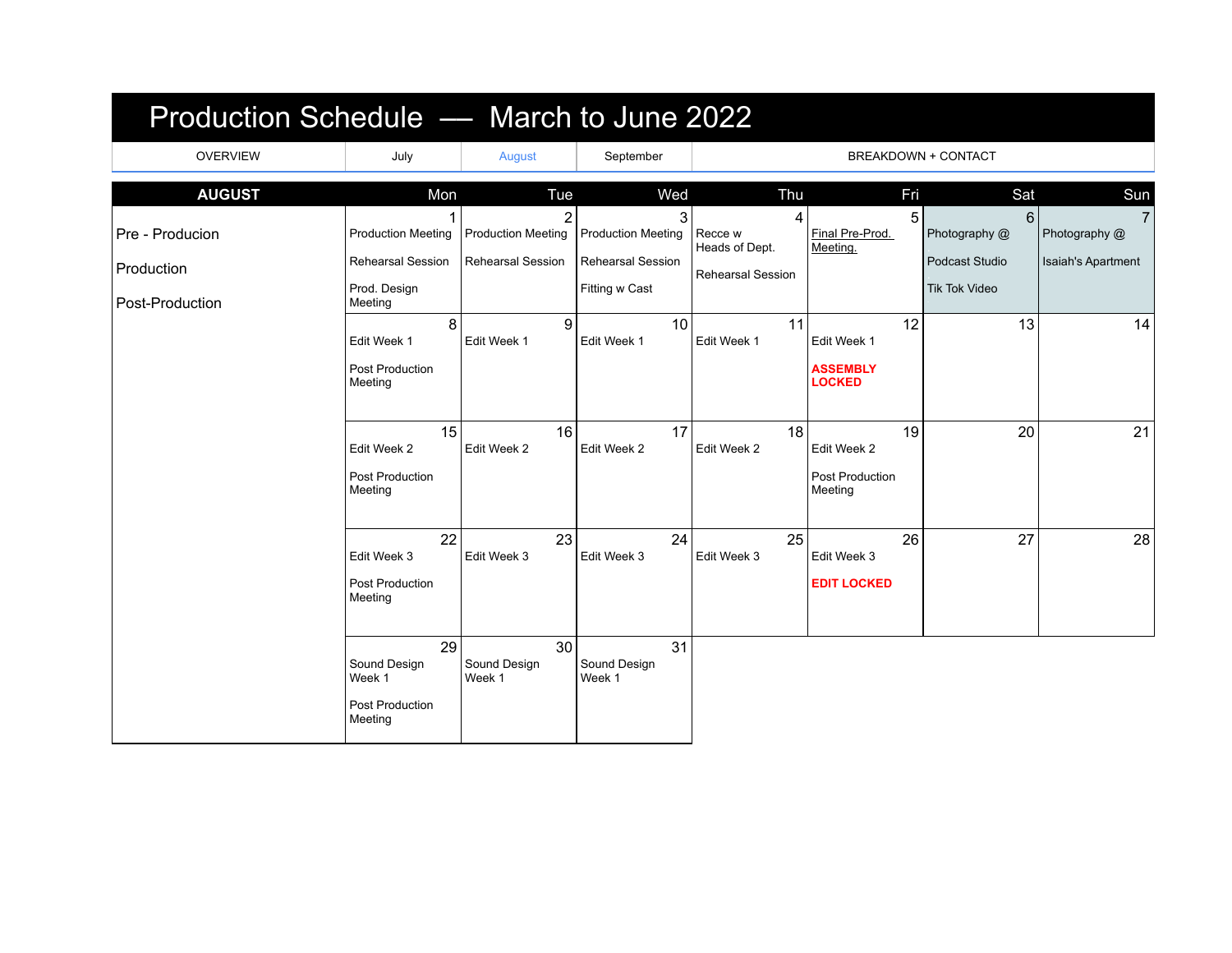# Production Schedule — March to June 2022

| OVERVIEW | July | August | September | BREAKDOWN + CONTACT |
|---|---|---|---|---|

| AUGUST | Mon | Tue | Wed | Thu | Fri | Sat | Sun |
|---|---|---|---|---|---|---|---|
| Pre - Producion<br><br>Production<br><br>Post-Production | 1<br>Production Meeting<br>Rehearsal Session<br>Prod. Design Meeting | 2<br>Production Meeting<br>Rehearsal Session | 3<br>Production Meeting<br>Rehearsal Session<br>Fitting w Cast | 4<br>Recce w Heads of Dept.<br>Rehearsal Session | 5<br>Final Pre-Prod. Meeting. | 6<br>Photography @<br>Podcast Studio<br>Tik Tok Video | 7<br>Photography @<br>Isaiah's Apartment |
| | 8<br>Edit Week 1<br>Post Production Meeting | 9<br>Edit Week 1 | 10<br>Edit Week 1 | 11<br>Edit Week 1 | 12<br>Edit Week 1<br>**ASSEMBLY LOCKED** | 13 | 14 |
| | 15<br>Edit Week 2<br>Post Production Meeting | 16<br>Edit Week 2 | 17<br>Edit Week 2 | 18<br>Edit Week 2 | 19<br>Edit Week 2<br>Post Production Meeting | 20 | 21 |
| | 22<br>Edit Week 3<br>Post Production Meeting | 23<br>Edit Week 3 | 24<br>Edit Week 3 | 25<br>Edit Week 3 | 26<br>Edit Week 3<br>**EDIT LOCKED** | 27 | 28 |
| | 29<br>Sound Design Week 1<br>Post Production Meeting | 30<br>Sound Design Week 1 | 31<br>Sound Design Week 1 | | | | |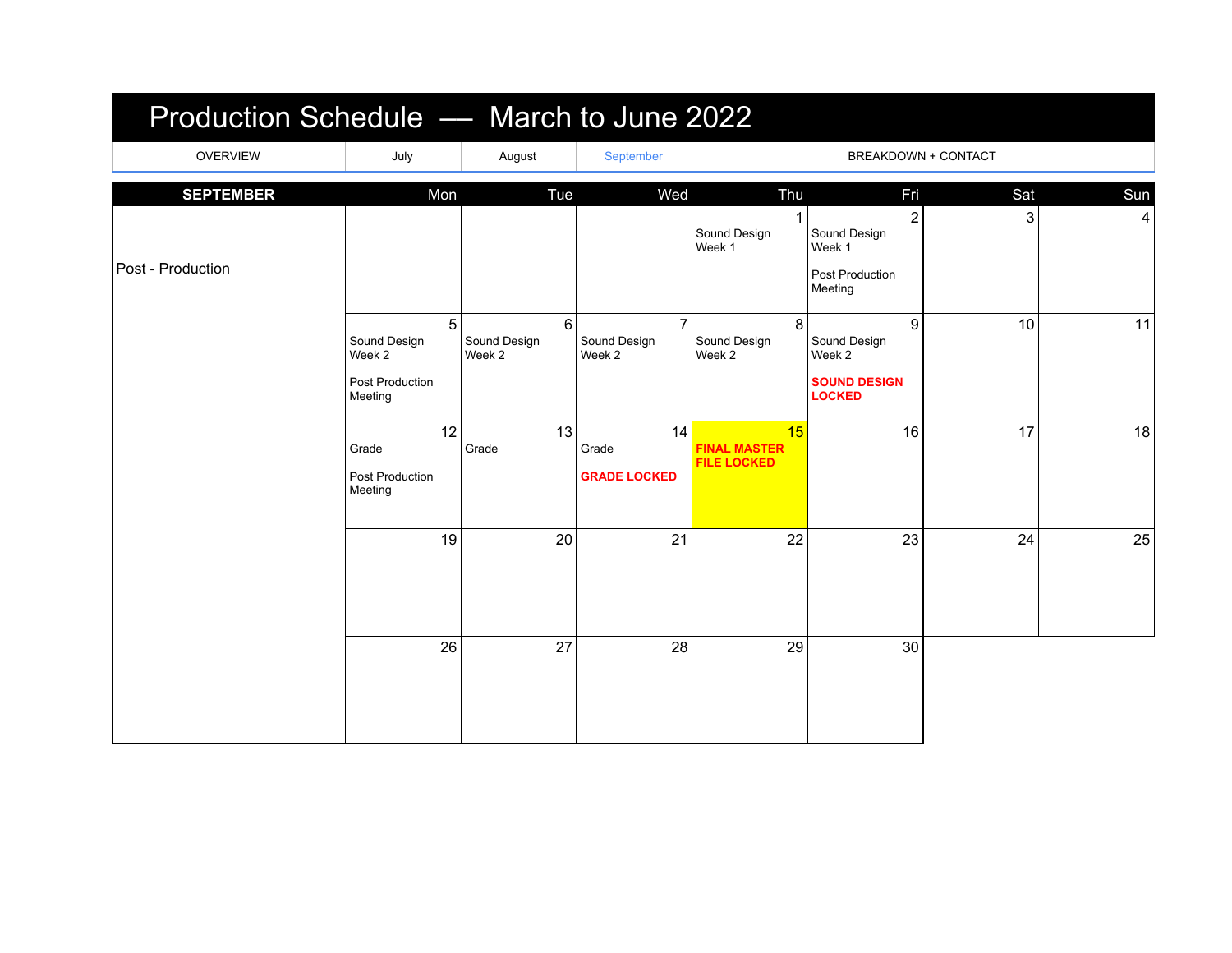# Production Schedule — March to June 2022

| OVERVIEW | July | August | September | BREAKDOWN + CONTACT |
|---|---|---|---|---|

| SEPTEMBER | Mon | Tue | Wed | Thu | Fri | Sat | Sun |
|---|---|---|---|---|---|---|---|
| Post - Production | | | | 1<br>Sound Design Week 1 | 2<br>Sound Design Week 1<br><br>Post Production Meeting | 3 | 4 |
| | 5<br>Sound Design Week 2<br><br>Post Production Meeting | 6<br>Sound Design Week 2 | 7<br>Sound Design Week 2 | 8<br>Sound Design Week 2 | 9<br>Sound Design Week 2<br><br>**SOUND DESIGN LOCKED** | 10 | 11 |
| | 12<br>Grade<br><br>Post Production Meeting | 13<br>Grade | 14<br>Grade<br><br>**GRADE LOCKED** | 15<br>**FINAL MASTER FILE LOCKED** | 16 | 17 | 18 |
| | 19 | 20 | 21 | 22 | 23 | 24 | 25 |
| | 26 | 27 | 28 | 29 | 30 | | |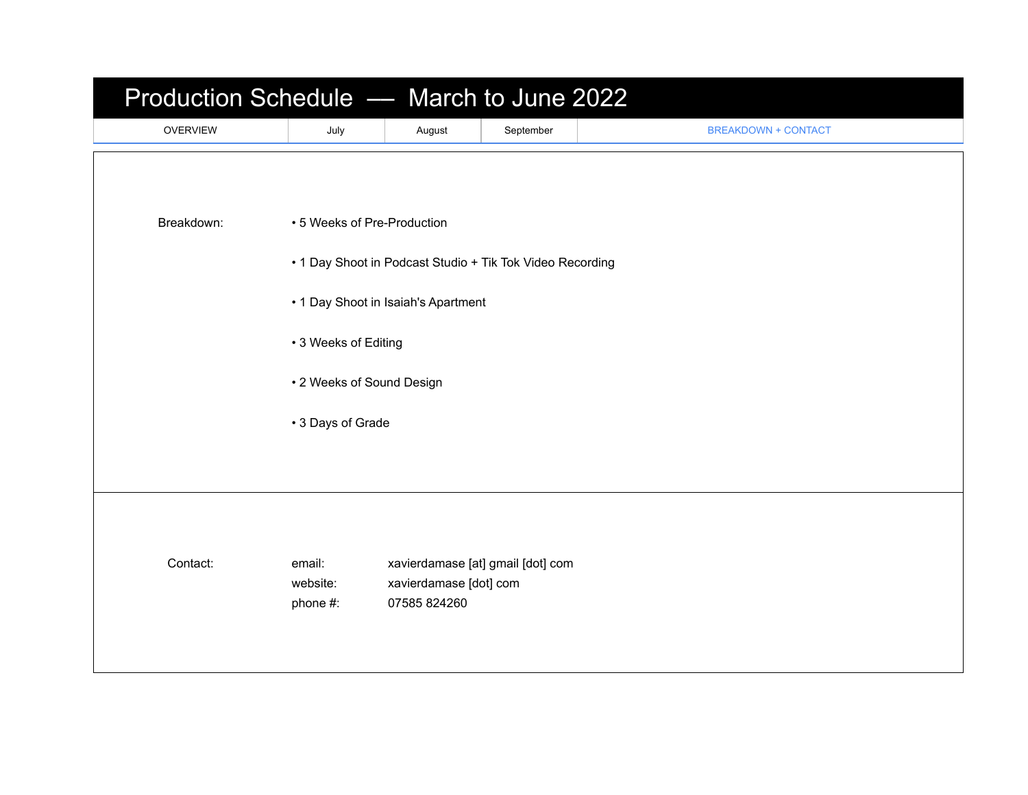# Production Schedule — March to June 2022

| OVERVIEW | July | August | September | BREAKDOWN + CONTACT |
| --- | --- | --- | --- | --- |

Breakdown:

- 5 Weeks of Pre-Production
- 1 Day Shoot in Podcast Studio + Tik Tok Video Recording
- 1 Day Shoot in Isaiah's Apartment
- 3 Weeks of Editing
- 2 Weeks of Sound Design
- 3 Days of Grade

Contact:

| | |
| --- | --- |
| email: | xavierdamase [at] gmail [dot] com |
| website: | xavierdamase [dot] com |
| phone #: | 07585 824260 |